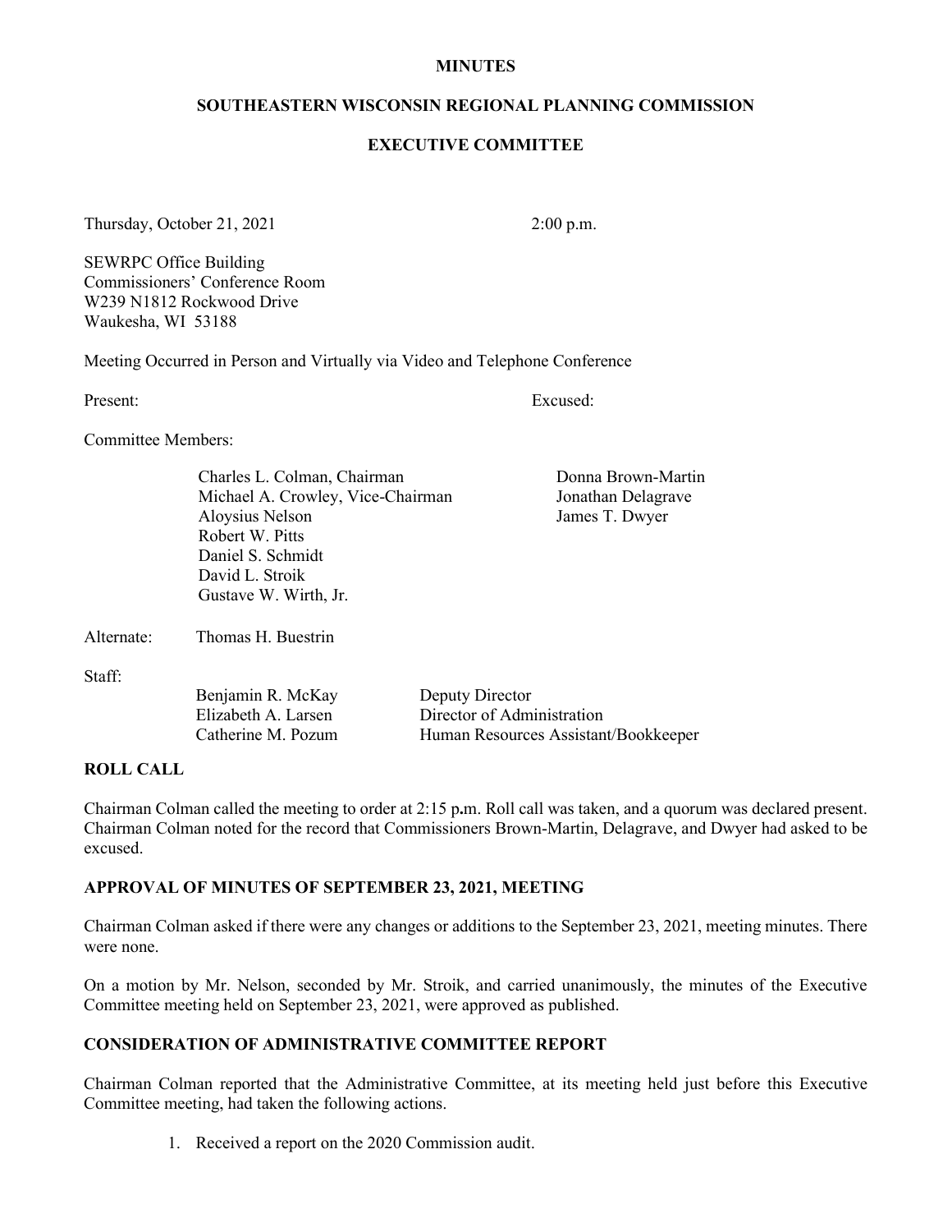**MINUTES**

**SOUTHEASTERN WISCONSIN REGIONAL PLANNING COMMISSION**

**EXECUTIVE COMMITTEE**

Thursday, October 21, 2021 2:00 p.m.

SEWRPC Office Building
Commissioners' Conference Room
W239 N1812 Rockwood Drive
Waukesha, WI 53188

Meeting Occurred in Person and Virtually via Video and Telephone Conference

| Present: | Excused: |
|---|---|
| Committee Members: | |
| Charles L. Colman, Chairman | Donna Brown-Martin |
| Michael A. Crowley, Vice-Chairman | Jonathan Delagrave |
| Aloysius Nelson | James T. Dwyer |
| Robert W. Pitts | |
| Daniel S. Schmidt | |
| David L. Stroik | |
| Gustave W. Wirth, Jr. | |

Alternate: Thomas H. Buestrin

Staff:

| | |
|---|---|
| Benjamin R. McKay | Deputy Director |
| Elizabeth A. Larsen | Director of Administration |
| Catherine M. Pozum | Human Resources Assistant/Bookkeeper |

## ROLL CALL

Chairman Colman called the meeting to order at 2:15 p.m. Roll call was taken, and a quorum was declared present. Chairman Colman noted for the record that Commissioners Brown-Martin, Delagrave, and Dwyer had asked to be excused.

## APPROVAL OF MINUTES OF SEPTEMBER 23, 2021, MEETING

Chairman Colman asked if there were any changes or additions to the September 23, 2021, meeting minutes. There were none.

On a motion by Mr. Nelson, seconded by Mr. Stroik, and carried unanimously, the minutes of the Executive Committee meeting held on September 23, 2021, were approved as published.

## CONSIDERATION OF ADMINISTRATIVE COMMITTEE REPORT

Chairman Colman reported that the Administrative Committee, at its meeting held just before this Executive Committee meeting, had taken the following actions.

1. Received a report on the 2020 Commission audit.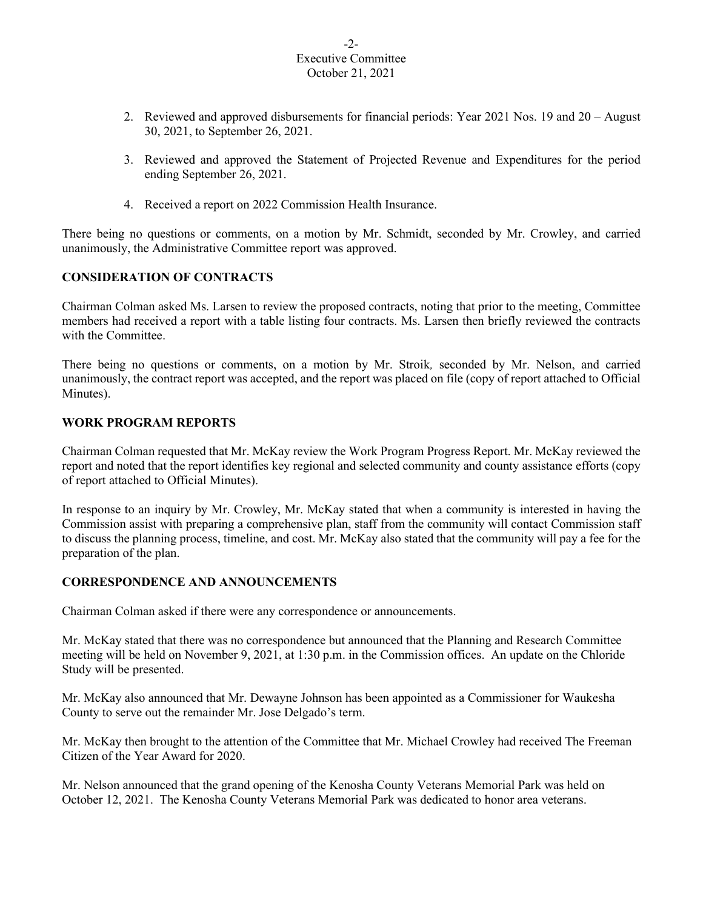2. Reviewed and approved disbursements for financial periods: Year 2021 Nos. 19 and 20 – August 30, 2021, to September 26, 2021.

3. Reviewed and approved the Statement of Projected Revenue and Expenditures for the period ending September 26, 2021.

4. Received a report on 2022 Commission Health Insurance.

There being no questions or comments, on a motion by Mr. Schmidt, seconded by Mr. Crowley, and carried unanimously, the Administrative Committee report was approved.

**CONSIDERATION OF CONTRACTS**

Chairman Colman asked Ms. Larsen to review the proposed contracts, noting that prior to the meeting, Committee members had received a report with a table listing four contracts. Ms. Larsen then briefly reviewed the contracts with the Committee.

There being no questions or comments, on a motion by Mr. Stroik*,* seconded by Mr. Nelson, and carried unanimously, the contract report was accepted, and the report was placed on file (copy of report attached to Official Minutes).

**WORK PROGRAM REPORTS**

Chairman Colman requested that Mr. McKay review the Work Program Progress Report. Mr. McKay reviewed the report and noted that the report identifies key regional and selected community and county assistance efforts (copy of report attached to Official Minutes).

In response to an inquiry by Mr. Crowley, Mr. McKay stated that when a community is interested in having the Commission assist with preparing a comprehensive plan, staff from the community will contact Commission staff to discuss the planning process, timeline, and cost. Mr. McKay also stated that the community will pay a fee for the preparation of the plan.

**CORRESPONDENCE AND ANNOUNCEMENTS**

Chairman Colman asked if there were any correspondence or announcements.

Mr. McKay stated that there was no correspondence but announced that the Planning and Research Committee meeting will be held on November 9, 2021, at 1:30 p.m. in the Commission offices. An update on the Chloride Study will be presented.

Mr. McKay also announced that Mr. Dewayne Johnson has been appointed as a Commissioner for Waukesha County to serve out the remainder Mr. Jose Delgado's term.

Mr. McKay then brought to the attention of the Committee that Mr. Michael Crowley had received The Freeman Citizen of the Year Award for 2020.

Mr. Nelson announced that the grand opening of the Kenosha County Veterans Memorial Park was held on October 12, 2021. The Kenosha County Veterans Memorial Park was dedicated to honor area veterans.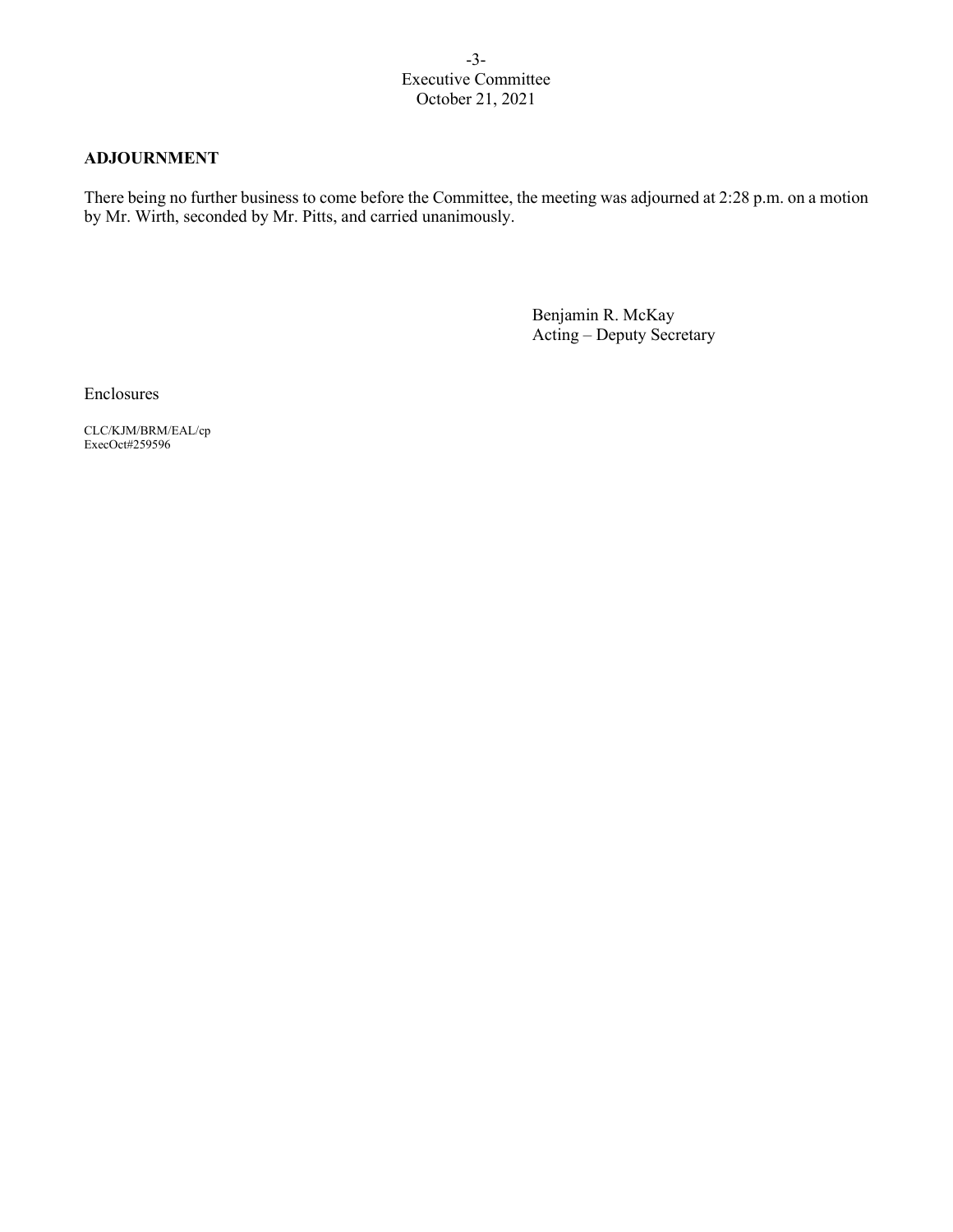**ADJOURNMENT**

There being no further business to come before the Committee, the meeting was adjourned at 2:28 p.m. on a motion by Mr. Wirth, seconded by Mr. Pitts, and carried unanimously.

Benjamin R. McKay
Acting – Deputy Secretary

Enclosures

CLC/KJM/BRM/EAL/cp
ExecOct#259596